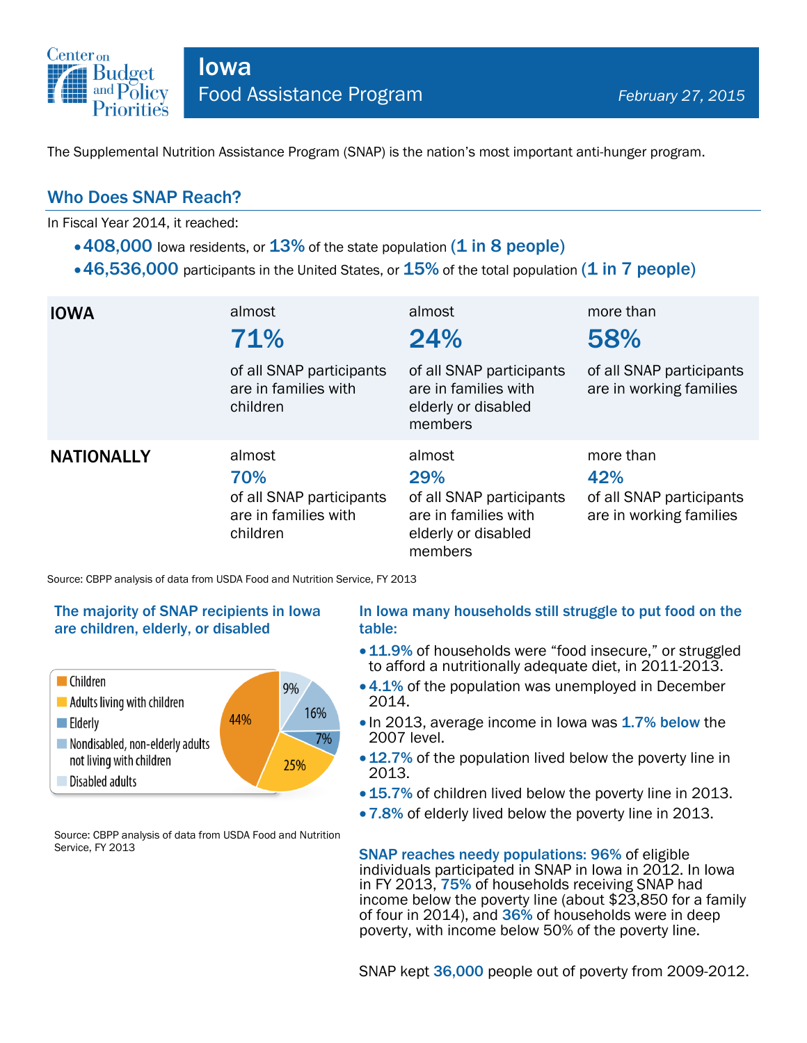Center on Budget and Policy Priorities

# Iowa

## Food Assistance Program

*February 27, 2015*

The Supplemental Nutrition Assistance Program (SNAP) is the nation's most important anti-hunger program.

## Who Does SNAP Reach?

In Fiscal Year 2014, it reached:

- **408,000** Iowa residents, or **13%** of the state population **(1 in 8 people)**
- **46,536,000** participants in the United States, or **15%** of the total population **(1 in 7 people)**

| | | | |
|---|---|---|---|
| **IOWA** | almost **71%** of all SNAP participants are in families with children | almost **24%** of all SNAP participants are in families with elderly or disabled members | more than **58%** of all SNAP participants are in working families |
| **NATIONALLY** | almost **70%** of all SNAP participants are in families with children | almost **29%** of all SNAP participants are in families with elderly or disabled members | more than **42%** of all SNAP participants are in working families |

Source: CBPP analysis of data from USDA Food and Nutrition Service, FY 2013

### The majority of SNAP recipients in Iowa are children, elderly, or disabled

| Category | Share |
|---|---|
| Children | 44% |
| Adults living with children | 25% |
| Elderly | 7% |
| Nondisabled, non-elderly adults not living with children | 16% |
| Disabled adults | 9% |

Source: CBPP analysis of data from USDA Food and Nutrition Service, FY 2013

### In Iowa many households still struggle to put food on the table:

- **11.9%** of households were "food insecure," or struggled to afford a nutritionally adequate diet, in 2011-2013.
- **4.1%** of the population was unemployed in December 2014.
- In 2013, average income in Iowa was **1.7% below** the 2007 level.
- **12.7%** of the population lived below the poverty line in 2013.
- **15.7%** of children lived below the poverty line in 2013.
- **7.8%** of elderly lived below the poverty line in 2013.

**SNAP reaches needy populations: 96%** of eligible individuals participated in SNAP in Iowa in 2012. In Iowa in FY 2013, **75%** of households receiving SNAP had income below the poverty line (about $23,850 for a family of four in 2014), and **36%** of households were in deep poverty, with income below 50% of the poverty line.

SNAP kept **36,000** people out of poverty from 2009-2012.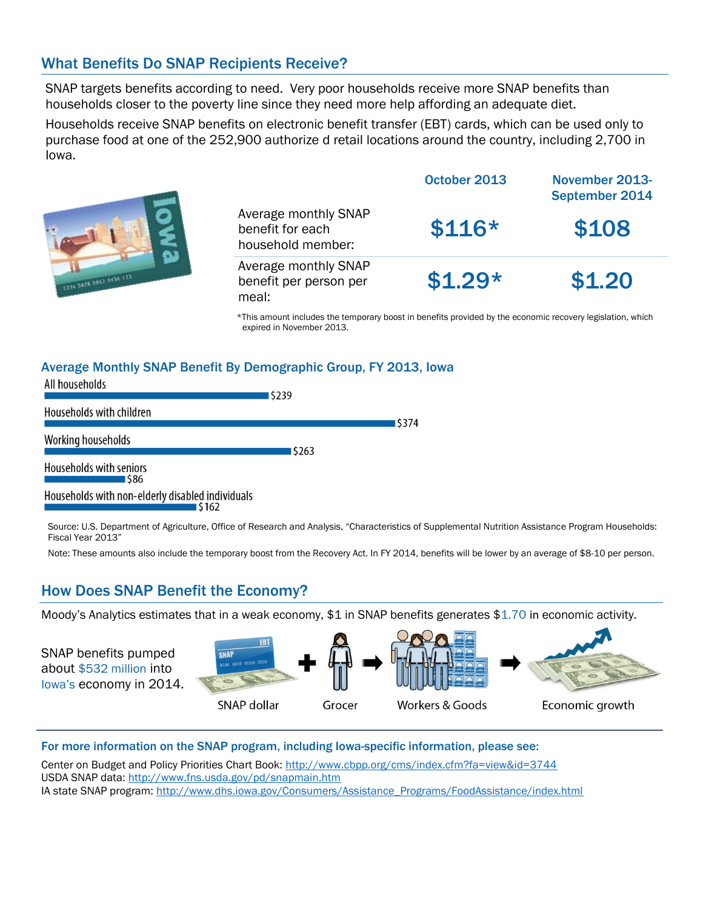## What Benefits Do SNAP Recipients Receive?

SNAP targets benefits according to need. Very poor households receive more SNAP benefits than households closer to the poverty line since they need more help affording an adequate diet.

Households receive SNAP benefits on electronic benefit transfer (EBT) cards, which can be used only to purchase food at one of the 252,900 authorize d retail locations around the country, including 2,700 in Iowa.

| | October 2013 | November 2013-September 2014 |
|---|---|---|
| Average monthly SNAP benefit for each household member: | $116* | $108 |
| Average monthly SNAP benefit per person per meal: | $1.29* | $1.20 |

*This amount includes the temporary boost in benefits provided by the economic recovery legislation, which expired in November 2013.

### Average Monthly SNAP Benefit By Demographic Group, FY 2013, Iowa

All households
$239

Households with children
$374

Working households
$263

Households with seniors
$86

Households with non-elderly disabled individuals
$162

Source: U.S. Department of Agriculture, Office of Research and Analysis, "Characteristics of Supplemental Nutrition Assistance Program Households: Fiscal Year 2013"

Note: These amounts also include the temporary boost from the Recovery Act. In FY 2014, benefits will be lower by an average of $8-10 per person.

## How Does SNAP Benefit the Economy?

Moody's Analytics estimates that in a weak economy, $1 in SNAP benefits generates $1.70 in economic activity.

SNAP benefits pumped about $532 million into Iowa's economy in 2014.

SNAP dollar + Grocer → Workers & Goods → Economic growth

### For more information on the SNAP program, including Iowa-specific information, please see:

Center on Budget and Policy Priorities Chart Book: http://www.cbpp.org/cms/index.cfm?fa=view&id=3744
USDA SNAP data: http://www.fns.usda.gov/pd/snapmain.htm
IA state SNAP program: http://www.dhs.iowa.gov/Consumers/Assistance_Programs/FoodAssistance/index.html